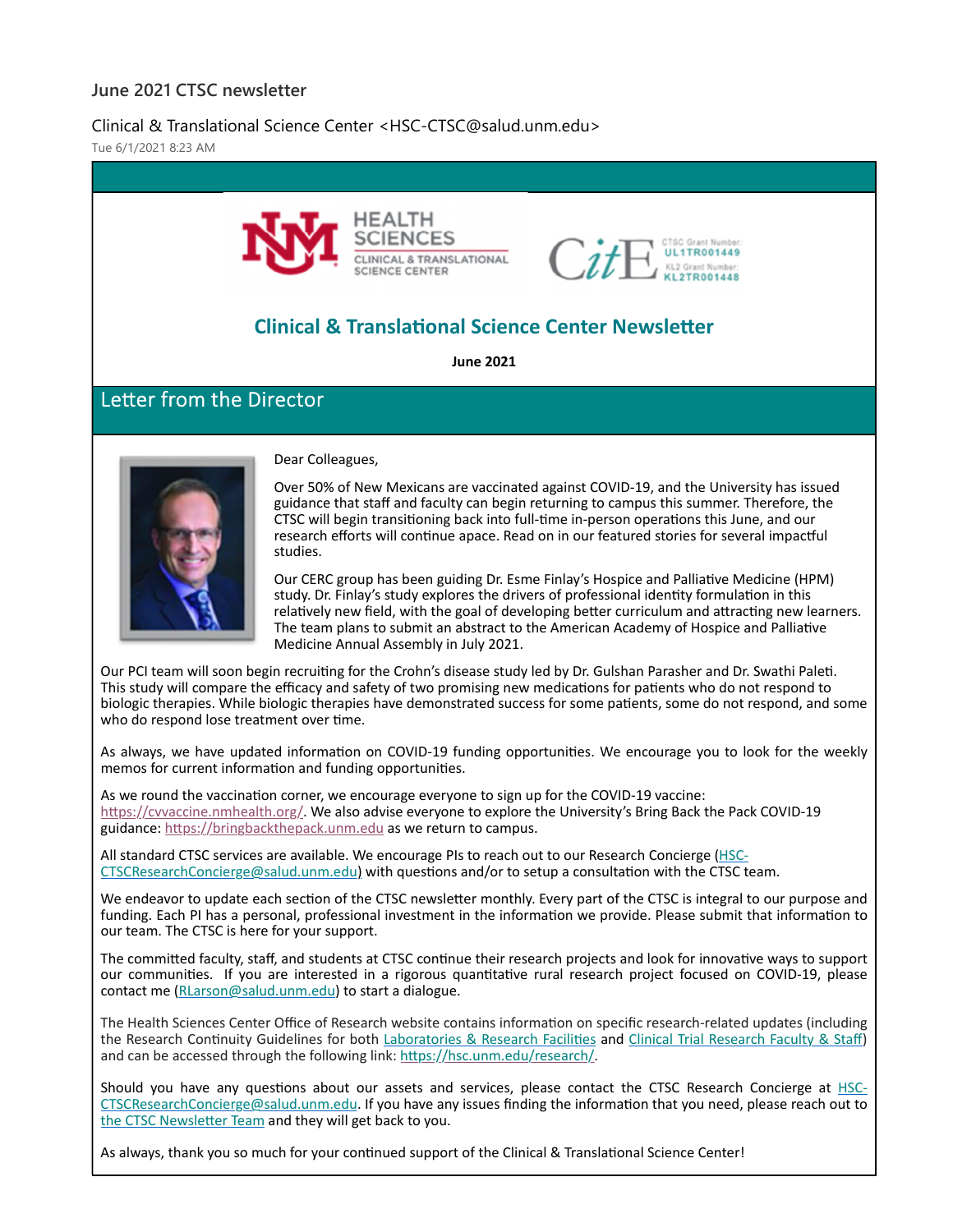# June 2021 CTSC newsletter

Clinical & Translational Science Center <HSC-CTSC@salud.unm.edu>

Tue 6/1/2021 8:23 AM

HEALTH SCIENCES CLINICAL & TRANSLATIONAL SCIENCE CENTER

CitE — CTSC Grant Number: UL1TR001449 — KL2 Grant Number: KL2TR001448

## Clinical & Translational Science Center Newsletter

**June 2021**

## Letter from the Director

Dear Colleagues,

Over 50% of New Mexicans are vaccinated against COVID-19, and the University has issued guidance that staff and faculty can begin returning to campus this summer. Therefore, the CTSC will begin transitioning back into full-time in-person operations this June, and our research efforts will continue apace. Read on in our featured stories for several impactful studies.

Our CERC group has been guiding Dr. Esme Finlay's Hospice and Palliative Medicine (HPM) study. Dr. Finlay's study explores the drivers of professional identity formulation in this relatively new field, with the goal of developing better curriculum and attracting new learners. The team plans to submit an abstract to the American Academy of Hospice and Palliative Medicine Annual Assembly in July 2021.

Our PCI team will soon begin recruiting for the Crohn's disease study led by Dr. Gulshan Parasher and Dr. Swathi Paleti. This study will compare the efficacy and safety of two promising new medications for patients who do not respond to biologic therapies. While biologic therapies have demonstrated success for some patients, some do not respond, and some who do respond lose treatment over time.

As always, we have updated information on COVID-19 funding opportunities. We encourage you to look for the weekly memos for current information and funding opportunities.

As we round the vaccination corner, we encourage everyone to sign up for the COVID-19 vaccine: https://cvvaccine.nmhealth.org/. We also advise everyone to explore the University's Bring Back the Pack COVID-19 guidance: https://bringbackthepack.unm.edu as we return to campus.

All standard CTSC services are available. We encourage PIs to reach out to our Research Concierge (HSC-CTSCResearchConcierge@salud.unm.edu) with questions and/or to setup a consultation with the CTSC team.

We endeavor to update each section of the CTSC newsletter monthly. Every part of the CTSC is integral to our purpose and funding. Each PI has a personal, professional investment in the information we provide. Please submit that information to our team. The CTSC is here for your support.

The committed faculty, staff, and students at CTSC continue their research projects and look for innovative ways to support our communities. If you are interested in a rigorous quantitative rural research project focused on COVID-19, please contact me (RLarson@salud.unm.edu) to start a dialogue.

The Health Sciences Center Office of Research website contains information on specific research-related updates (including the Research Continuity Guidelines for both Laboratories & Research Facilities and Clinical Trial Research Faculty & Staff) and can be accessed through the following link: https://hsc.unm.edu/research/.

Should you have any questions about our assets and services, please contact the CTSC Research Concierge at HSC-CTSCResearchConcierge@salud.unm.edu. If you have any issues finding the information that you need, please reach out to the CTSC Newsletter Team and they will get back to you.

As always, thank you so much for your continued support of the Clinical & Translational Science Center!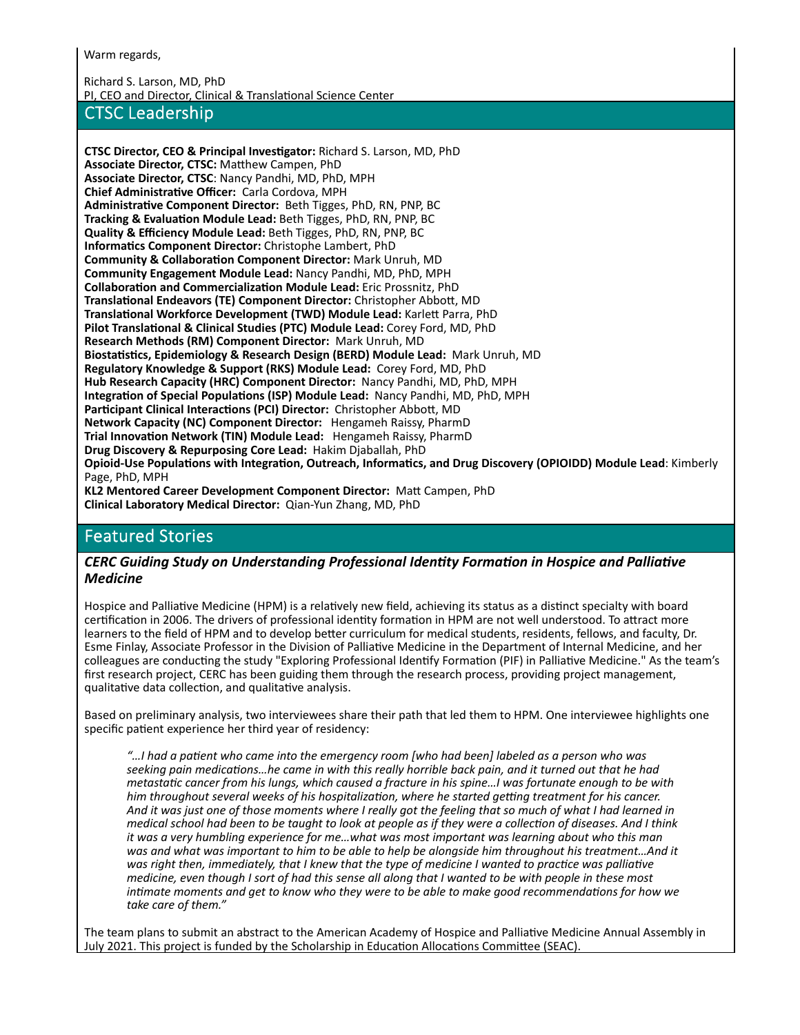Warm regards,

Richard S. Larson, MD, PhD
PI, CEO and Director, Clinical & Translational Science Center

## CTSC Leadership

**CTSC Director, CEO & Principal Investigator:** Richard S. Larson, MD, PhD
**Associate Director, CTSC:** Matthew Campen, PhD
**Associate Director, CTSC**: Nancy Pandhi, MD, PhD, MPH
**Chief Administrative Officer:** Carla Cordova, MPH
**Administrative Component Director:** Beth Tigges, PhD, RN, PNP, BC
**Tracking & Evaluation Module Lead:** Beth Tigges, PhD, RN, PNP, BC
**Quality & Efficiency Module Lead:** Beth Tigges, PhD, RN, PNP, BC
**Informatics Component Director:** Christophe Lambert, PhD
**Community & Collaboration Component Director:** Mark Unruh, MD
**Community Engagement Module Lead:** Nancy Pandhi, MD, PhD, MPH
**Collaboration and Commercialization Module Lead:** Eric Prossnitz, PhD
**Translational Endeavors (TE) Component Director:** Christopher Abbott, MD
**Translational Workforce Development (TWD) Module Lead:** Karlett Parra, PhD
**Pilot Translational & Clinical Studies (PTC) Module Lead:** Corey Ford, MD, PhD
**Research Methods (RM) Component Director:** Mark Unruh, MD
**Biostatistics, Epidemiology & Research Design (BERD) Module Lead:** Mark Unruh, MD
**Regulatory Knowledge & Support (RKS) Module Lead:** Corey Ford, MD, PhD
**Hub Research Capacity (HRC) Component Director:** Nancy Pandhi, MD, PhD, MPH
**Integration of Special Populations (ISP) Module Lead:** Nancy Pandhi, MD, PhD, MPH
**Participant Clinical Interactions (PCI) Director:** Christopher Abbott, MD
**Network Capacity (NC) Component Director:** Hengameh Raissy, PharmD
**Trial Innovation Network (TIN) Module Lead:** Hengameh Raissy, PharmD
**Drug Discovery & Repurposing Core Lead:** Hakim Djaballah, PhD
**Opioid-Use Populations with Integration, Outreach, Informatics, and Drug Discovery (OPIOIDD) Module Lead**: Kimberly Page, PhD, MPH
**KL2 Mentored Career Development Component Director:** Matt Campen, PhD
**Clinical Laboratory Medical Director:** Qian-Yun Zhang, MD, PhD

## Featured Stories

### *CERC Guiding Study on Understanding Professional Identity Formation in Hospice and Palliative Medicine*

Hospice and Palliative Medicine (HPM) is a relatively new field, achieving its status as a distinct specialty with board certification in 2006. The drivers of professional identity formation in HPM are not well understood. To attract more learners to the field of HPM and to develop better curriculum for medical students, residents, fellows, and faculty, Dr. Esme Finlay, Associate Professor in the Division of Palliative Medicine in the Department of Internal Medicine, and her colleagues are conducting the study "Exploring Professional Identify Formation (PIF) in Palliative Medicine." As the team's first research project, CERC has been guiding them through the research process, providing project management, qualitative data collection, and qualitative analysis.

Based on preliminary analysis, two interviewees share their path that led them to HPM. One interviewee highlights one specific patient experience her third year of residency:

> *"…I had a patient who came into the emergency room [who had been] labeled as a person who was seeking pain medications…he came in with this really horrible back pain, and it turned out that he had metastatic cancer from his lungs, which caused a fracture in his spine…I was fortunate enough to be with him throughout several weeks of his hospitalization, where he started getting treatment for his cancer. And it was just one of those moments where I really got the feeling that so much of what I had learned in medical school had been to be taught to look at people as if they were a collection of diseases. And I think it was a very humbling experience for me…what was most important was learning about who this man was and what was important to him to be able to help be alongside him throughout his treatment…And it was right then, immediately, that I knew that the type of medicine I wanted to practice was palliative medicine, even though I sort of had this sense all along that I wanted to be with people in these most intimate moments and get to know who they were to be able to make good recommendations for how we take care of them."*

The team plans to submit an abstract to the American Academy of Hospice and Palliative Medicine Annual Assembly in July 2021. This project is funded by the Scholarship in Education Allocations Committee (SEAC).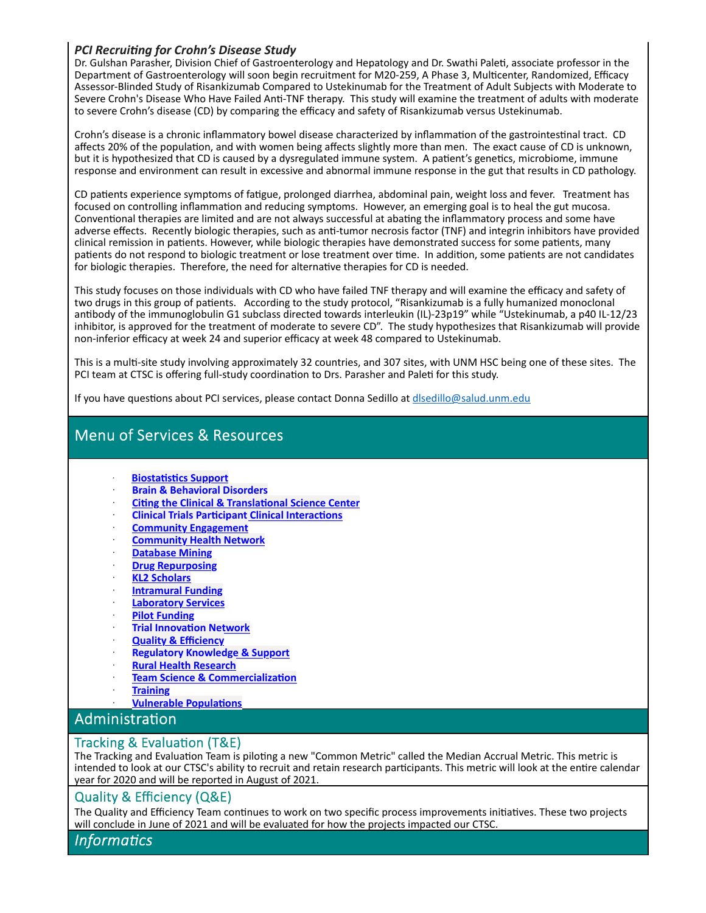### *PCI Recruiting for Crohn's Disease Study*

Dr. Gulshan Parasher, Division Chief of Gastroenterology and Hepatology and Dr. Swathi Paleti, associate professor in the Department of Gastroenterology will soon begin recruitment for M20-259, A Phase 3, Multicenter, Randomized, Efficacy Assessor-Blinded Study of Risankizumab Compared to Ustekinumab for the Treatment of Adult Subjects with Moderate to Severe Crohn's Disease Who Have Failed Anti-TNF therapy. This study will examine the treatment of adults with moderate to severe Crohn's disease (CD) by comparing the efficacy and safety of Risankizumab versus Ustekinumab.

Crohn's disease is a chronic inflammatory bowel disease characterized by inflammation of the gastrointestinal tract. CD affects 20% of the population, and with women being affects slightly more than men. The exact cause of CD is unknown, but it is hypothesized that CD is caused by a dysregulated immune system. A patient's genetics, microbiome, immune response and environment can result in excessive and abnormal immune response in the gut that results in CD pathology.

CD patients experience symptoms of fatigue, prolonged diarrhea, abdominal pain, weight loss and fever. Treatment has focused on controlling inflammation and reducing symptoms. However, an emerging goal is to heal the gut mucosa. Conventional therapies are limited and are not always successful at abating the inflammatory process and some have adverse effects. Recently biologic therapies, such as anti-tumor necrosis factor (TNF) and integrin inhibitors have provided clinical remission in patients. However, while biologic therapies have demonstrated success for some patients, many patients do not respond to biologic treatment or lose treatment over time. In addition, some patients are not candidates for biologic therapies. Therefore, the need for alternative therapies for CD is needed.

This study focuses on those individuals with CD who have failed TNF therapy and will examine the efficacy and safety of two drugs in this group of patients. According to the study protocol, "Risankizumab is a fully humanized monoclonal antibody of the immunoglobulin G1 subclass directed towards interleukin (IL)-23p19" while "Ustekinumab, a p40 IL-12/23 inhibitor, is approved for the treatment of moderate to severe CD". The study hypothesizes that Risankizumab will provide non-inferior efficacy at week 24 and superior efficacy at week 48 compared to Ustekinumab.

This is a multi-site study involving approximately 32 countries, and 307 sites, with UNM HSC being one of these sites. The PCI team at CTSC is offering full-study coordination to Drs. Parasher and Paleti for this study.

If you have questions about PCI services, please contact Donna Sedillo at dlsedillo@salud.unm.edu

## Menu of Services & Resources

- **Biostatistics Support**
- **Brain & Behavioral Disorders**
- **Citing the Clinical & Translational Science Center**
- **Clinical Trials Participant Clinical Interactions**
- **Community Engagement**
- **Community Health Network**
- **Database Mining**
- **Drug Repurposing**
- **KL2 Scholars**
- **Intramural Funding**
- **Laboratory Services**
- **Pilot Funding**
- **Trial Innovation Network**
- **Quality & Efficiency**
- **Regulatory Knowledge & Support**
- **Rural Health Research**
- **Team Science & Commercialization**
- **Training**
- **Vulnerable Populations**

## Administration

### Tracking & Evaluation (T&E)

The Tracking and Evaluation Team is piloting a new "Common Metric" called the Median Accrual Metric. This metric is intended to look at our CTSC's ability to recruit and retain research participants. This metric will look at the entire calendar year for 2020 and will be reported in August of 2021.

### Quality & Efficiency (Q&E)

The Quality and Efficiency Team continues to work on two specific process improvements initiatives. These two projects will conclude in June of 2021 and will be evaluated for how the projects impacted our CTSC.

## *Informatics*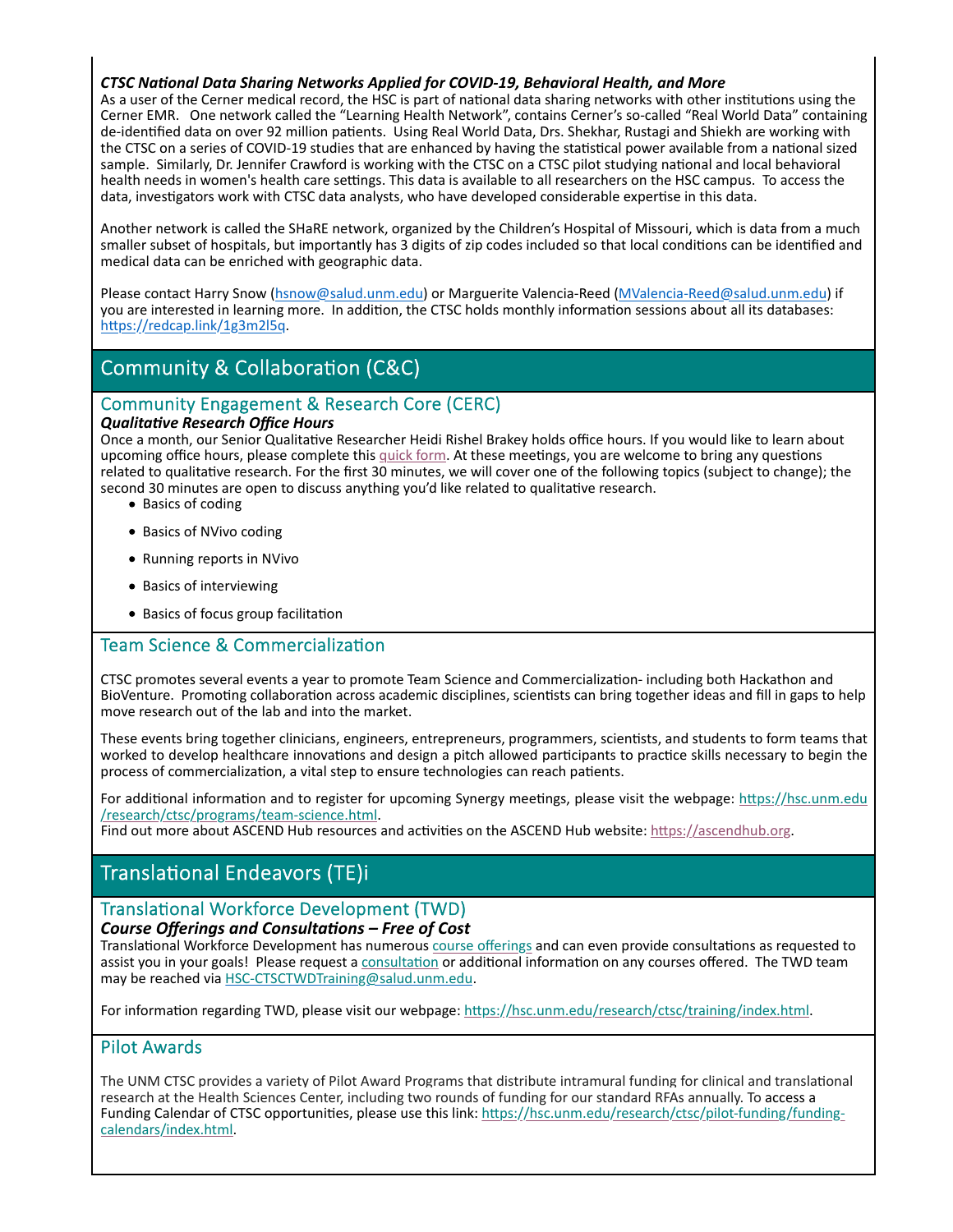***CTSC National Data Sharing Networks Applied for COVID-19, Behavioral Health, and More***

As a user of the Cerner medical record, the HSC is part of national data sharing networks with other institutions using the Cerner EMR. One network called the "Learning Health Network", contains Cerner's so-called "Real World Data" containing de-identified data on over 92 million patients. Using Real World Data, Drs. Shekhar, Rustagi and Shiekh are working with the CTSC on a series of COVID-19 studies that are enhanced by having the statistical power available from a national sized sample. Similarly, Dr. Jennifer Crawford is working with the CTSC on a CTSC pilot studying national and local behavioral health needs in women's health care settings. This data is available to all researchers on the HSC campus. To access the data, investigators work with CTSC data analysts, who have developed considerable expertise in this data.

Another network is called the SHaRE network, organized by the Children's Hospital of Missouri, which is data from a much smaller subset of hospitals, but importantly has 3 digits of zip codes included so that local conditions can be identified and medical data can be enriched with geographic data.

Please contact Harry Snow (hsnow@salud.unm.edu) or Marguerite Valencia-Reed (MValencia-Reed@salud.unm.edu) if you are interested in learning more. In addition, the CTSC holds monthly information sessions about all its databases: https://redcap.link/1g3m2l5q.

## Community & Collaboration (C&C)

### Community Engagement & Research Core (CERC)

***Qualitative Research Office Hours***

Once a month, our Senior Qualitative Researcher Heidi Rishel Brakey holds office hours. If you would like to learn about upcoming office hours, please complete this quick form. At these meetings, you are welcome to bring any questions related to qualitative research. For the first 30 minutes, we will cover one of the following topics (subject to change); the second 30 minutes are open to discuss anything you'd like related to qualitative research.

- Basics of coding
- Basics of NVivo coding
- Running reports in NVivo
- Basics of interviewing
- Basics of focus group facilitation

### Team Science & Commercialization

CTSC promotes several events a year to promote Team Science and Commercialization- including both Hackathon and BioVenture. Promoting collaboration across academic disciplines, scientists can bring together ideas and fill in gaps to help move research out of the lab and into the market.

These events bring together clinicians, engineers, entrepreneurs, programmers, scientists, and students to form teams that worked to develop healthcare innovations and design a pitch allowed participants to practice skills necessary to begin the process of commercialization, a vital step to ensure technologies can reach patients.

For additional information and to register for upcoming Synergy meetings, please visit the webpage: https://hsc.unm.edu/research/ctsc/programs/team-science.html.
Find out more about ASCEND Hub resources and activities on the ASCEND Hub website: https://ascendhub.org.

## Translational Endeavors (TE)i

### Translational Workforce Development (TWD)

***Course Offerings and Consultations – Free of Cost***

Translational Workforce Development has numerous course offerings and can even provide consultations as requested to assist you in your goals! Please request a consultation or additional information on any courses offered. The TWD team may be reached via HSC-CTSCTWDTraining@salud.unm.edu.

For information regarding TWD, please visit our webpage: https://hsc.unm.edu/research/ctsc/training/index.html.

### Pilot Awards

The UNM CTSC provides a variety of Pilot Award Programs that distribute intramural funding for clinical and translational research at the Health Sciences Center, including two rounds of funding for our standard RFAs annually. To access a Funding Calendar of CTSC opportunities, please use this link: https://hsc.unm.edu/research/ctsc/pilot-funding/funding-calendars/index.html.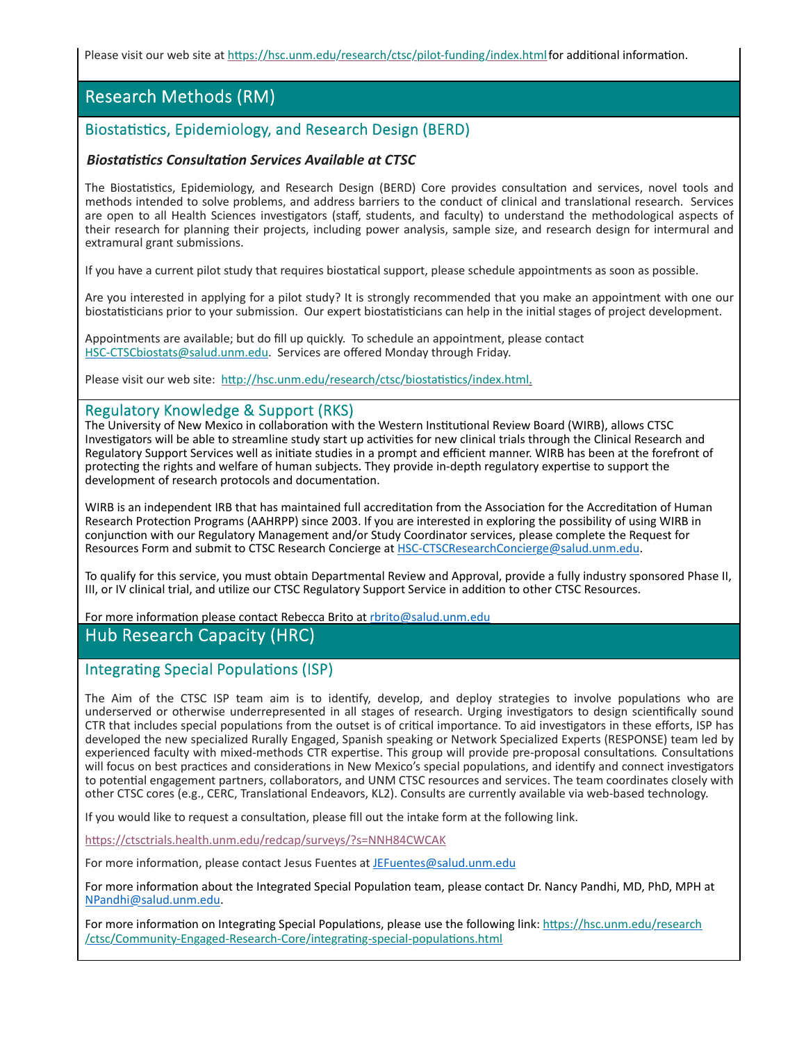Please visit our web site at https://hsc.unm.edu/research/ctsc/pilot-funding/index.html for additional information.

# Research Methods (RM)

## Biostatistics, Epidemiology, and Research Design (BERD)

***Biostatistics Consultation Services Available at CTSC***

The Biostatistics, Epidemiology, and Research Design (BERD) Core provides consultation and services, novel tools and methods intended to solve problems, and address barriers to the conduct of clinical and translational research. Services are open to all Health Sciences investigators (staff, students, and faculty) to understand the methodological aspects of their research for planning their projects, including power analysis, sample size, and research design for intermural and extramural grant submissions.

If you have a current pilot study that requires biostatical support, please schedule appointments as soon as possible.

Are you interested in applying for a pilot study? It is strongly recommended that you make an appointment with one our biostatisticians prior to your submission. Our expert biostatisticians can help in the initial stages of project development.

Appointments are available; but do fill up quickly. To schedule an appointment, please contact HSC-CTSCbiostats@salud.unm.edu. Services are offered Monday through Friday.

Please visit our web site: http://hsc.unm.edu/research/ctsc/biostatistics/index.html.

## Regulatory Knowledge & Support (RKS)

The University of New Mexico in collaboration with the Western Institutional Review Board (WIRB), allows CTSC Investigators will be able to streamline study start up activities for new clinical trials through the Clinical Research and Regulatory Support Services well as initiate studies in a prompt and efficient manner. WIRB has been at the forefront of protecting the rights and welfare of human subjects. They provide in-depth regulatory expertise to support the development of research protocols and documentation.

WIRB is an independent IRB that has maintained full accreditation from the Association for the Accreditation of Human Research Protection Programs (AAHRPP) since 2003. If you are interested in exploring the possibility of using WIRB in conjunction with our Regulatory Management and/or Study Coordinator services, please complete the Request for Resources Form and submit to CTSC Research Concierge at HSC-CTSCResearchConcierge@salud.unm.edu.

To qualify for this service, you must obtain Departmental Review and Approval, provide a fully industry sponsored Phase II, III, or IV clinical trial, and utilize our CTSC Regulatory Support Service in addition to other CTSC Resources.

For more information please contact Rebecca Brito at rbrito@salud.unm.edu

# Hub Research Capacity (HRC)

## Integrating Special Populations (ISP)

The Aim of the CTSC ISP team aim is to identify, develop, and deploy strategies to involve populations who are underserved or otherwise underrepresented in all stages of research. Urging investigators to design scientifically sound CTR that includes special populations from the outset is of critical importance. To aid investigators in these efforts, ISP has developed the new specialized Rurally Engaged, Spanish speaking or Network Specialized Experts (RESPONSE) team led by experienced faculty with mixed-methods CTR expertise. This group will provide pre-proposal consultations. Consultations will focus on best practices and considerations in New Mexico's special populations, and identify and connect investigators to potential engagement partners, collaborators, and UNM CTSC resources and services. The team coordinates closely with other CTSC cores (e.g., CERC, Translational Endeavors, KL2). Consults are currently available via web-based technology.

If you would like to request a consultation, please fill out the intake form at the following link.

https://ctsctrials.health.unm.edu/redcap/surveys/?s=NNH84CWCAK

For more information, please contact Jesus Fuentes at JEFuentes@salud.unm.edu

For more information about the Integrated Special Population team, please contact Dr. Nancy Pandhi, MD, PhD, MPH at NPandhi@salud.unm.edu.

For more information on Integrating Special Populations, please use the following link: https://hsc.unm.edu/research/ctsc/Community-Engaged-Research-Core/integrating-special-populations.html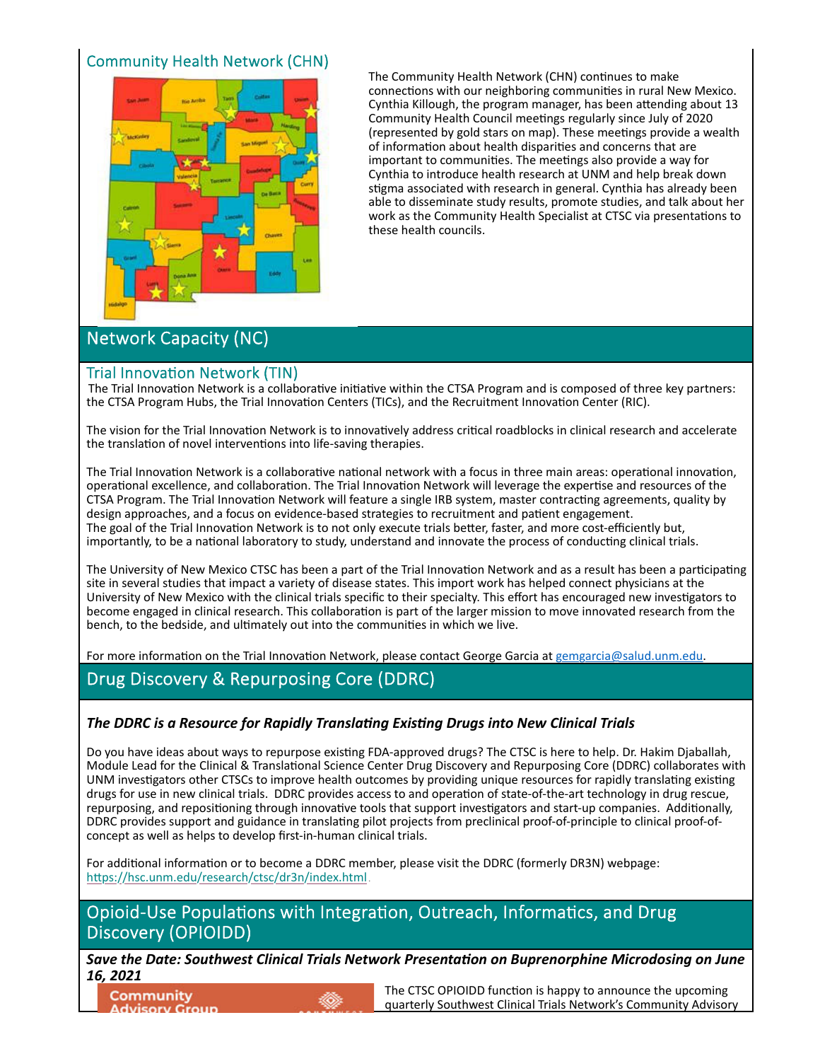## Community Health Network (CHN)

The Community Health Network (CHN) continues to make connections with our neighboring communities in rural New Mexico. Cynthia Killough, the program manager, has been attending about 13 Community Health Council meetings regularly since July of 2020 (represented by gold stars on map). These meetings provide a wealth of information about health disparities and concerns that are important to communities. The meetings also provide a way for Cynthia to introduce health research at UNM and help break down stigma associated with research in general. Cynthia has already been able to disseminate study results, promote studies, and talk about her work as the Community Health Specialist at CTSC via presentations to these health councils.

# Network Capacity (NC)

## Trial Innovation Network (TIN)

The Trial Innovation Network is a collaborative initiative within the CTSA Program and is composed of three key partners: the CTSA Program Hubs, the Trial Innovation Centers (TICs), and the Recruitment Innovation Center (RIC).

The vision for the Trial Innovation Network is to innovatively address critical roadblocks in clinical research and accelerate the translation of novel interventions into life-saving therapies.

The Trial Innovation Network is a collaborative national network with a focus in three main areas: operational innovation, operational excellence, and collaboration. The Trial Innovation Network will leverage the expertise and resources of the CTSA Program. The Trial Innovation Network will feature a single IRB system, master contracting agreements, quality by design approaches, and a focus on evidence-based strategies to recruitment and patient engagement.
The goal of the Trial Innovation Network is to not only execute trials better, faster, and more cost-efficiently but, importantly, to be a national laboratory to study, understand and innovate the process of conducting clinical trials.

The University of New Mexico CTSC has been a part of the Trial Innovation Network and as a result has been a participating site in several studies that impact a variety of disease states. This import work has helped connect physicians at the University of New Mexico with the clinical trials specific to their specialty. This effort has encouraged new investigators to become engaged in clinical research. This collaboration is part of the larger mission to move innovated research from the bench, to the bedside, and ultimately out into the communities in which we live.

For more information on the Trial Innovation Network, please contact George Garcia at gemgarcia@salud.unm.edu.

# Drug Discovery & Repurposing Core (DDRC)

***The DDRC is a Resource for Rapidly Translating Existing Drugs into New Clinical Trials***

Do you have ideas about ways to repurpose existing FDA-approved drugs? The CTSC is here to help. Dr. Hakim Djaballah, Module Lead for the Clinical & Translational Science Center Drug Discovery and Repurposing Core (DDRC) collaborates with UNM investigators other CTSCs to improve health outcomes by providing unique resources for rapidly translating existing drugs for use in new clinical trials. DDRC provides access to and operation of state-of-the-art technology in drug rescue, repurposing, and repositioning through innovative tools that support investigators and start-up companies. Additionally, DDRC provides support and guidance in translating pilot projects from preclinical proof-of-principle to clinical proof-of-concept as well as helps to develop first-in-human clinical trials.

For additional information or to become a DDRC member, please visit the DDRC (formerly DR3N) webpage: https://hsc.unm.edu/research/ctsc/dr3n/index.html

# Opioid-Use Populations with Integration, Outreach, Informatics, and Drug Discovery (OPIOIDD)

***Save the Date: Southwest Clinical Trials Network Presentation on Buprenorphine Microdosing on June 16, 2021***

The CTSC OPIOIDD function is happy to announce the upcoming quarterly Southwest Clinical Trials Network's Community Advisory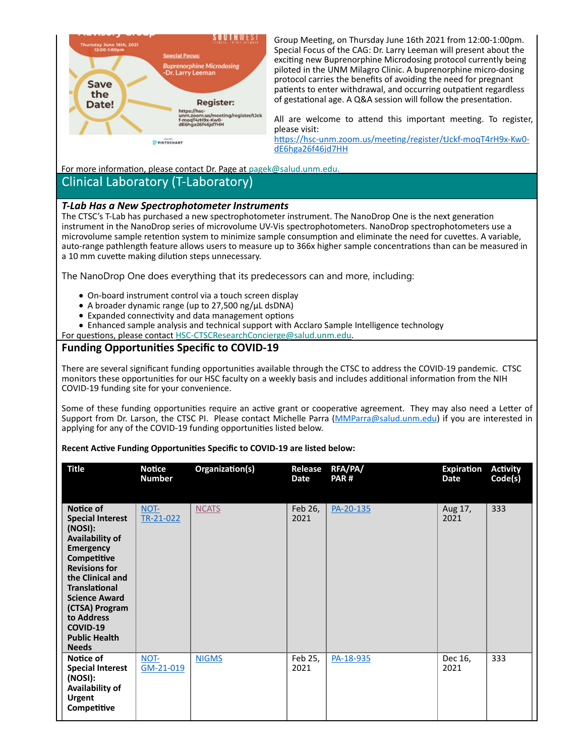Group Meeting, on Thursday June 16th 2021 from 12:00-1:00pm. Special Focus of the CAG: Dr. Larry Leeman will present about the exciting new Buprenorphine Microdosing protocol currently being piloted in the UNM Milagro Clinic. A buprenorphine micro-dosing protocol carries the benefits of avoiding the need for pregnant patients to enter withdrawal, and occurring outpatient regardless of gestational age. A Q&A session will follow the presentation.

All are welcome to attend this important meeting. To register, please visit: https://hsc-unm.zoom.us/meeting/register/tJckf-moqT4rH9x-Kw0-dE6hga26f46jd7HH

For more information, please contact Dr. Page at pagek@salud.unm.edu.

## Clinical Laboratory (T-Laboratory)

***T-Lab Has a New Spectrophotometer Instruments***

The CTSC's T-Lab has purchased a new spectrophotometer instrument. The NanoDrop One is the next generation instrument in the NanoDrop series of microvolume UV-Vis spectrophotometers. NanoDrop spectrophotometers use a microvolume sample retention system to minimize sample consumption and eliminate the need for cuvettes. A variable, auto-range pathlength feature allows users to measure up to 366x higher sample concentrations than can be measured in a 10 mm cuvette making dilution steps unnecessary.

The NanoDrop One does everything that its predecessors can and more, including:

- On-board instrument control via a touch screen display
- A broader dynamic range (up to 27,500 ng/µL dsDNA)
- Expanded connectivity and data management options
- Enhanced sample analysis and technical support with Acclaro Sample Intelligence technology

For questions, please contact HSC-CTSCResearchConcierge@salud.unm.edu.

## Funding Opportunities Specific to COVID-19

There are several significant funding opportunities available through the CTSC to address the COVID-19 pandemic. CTSC monitors these opportunities for our HSC faculty on a weekly basis and includes additional information from the NIH COVID-19 funding site for your convenience.

Some of these funding opportunities require an active grant or cooperative agreement. They may also need a Letter of Support from Dr. Larson, the CTSC PI. Please contact Michelle Parra (MMParra@salud.unm.edu) if you are interested in applying for any of the COVID-19 funding opportunities listed below.

**Recent Active Funding Opportunities Specific to COVID-19 are listed below:**

| Title | Notice Number | Organization(s) | Release Date | RFA/PA/PAR # | Expiration Date | Activity Code(s) |
|---|---|---|---|---|---|---|
| **Notice of Special Interest (NOSI): Availability of Emergency Competitive Revisions for the Clinical and Translational Science Award (CTSA) Program to Address COVID-19 Public Health Needs** | NOT-TR-21-022 | NCATS | Feb 26, 2021 | PA-20-135 | Aug 17, 2021 | 333 |
| **Notice of Special Interest (NOSI): Availability of Urgent Competitive** | NOT-GM-21-019 | NIGMS | Feb 25, 2021 | PA-18-935 | Dec 16, 2021 | 333 |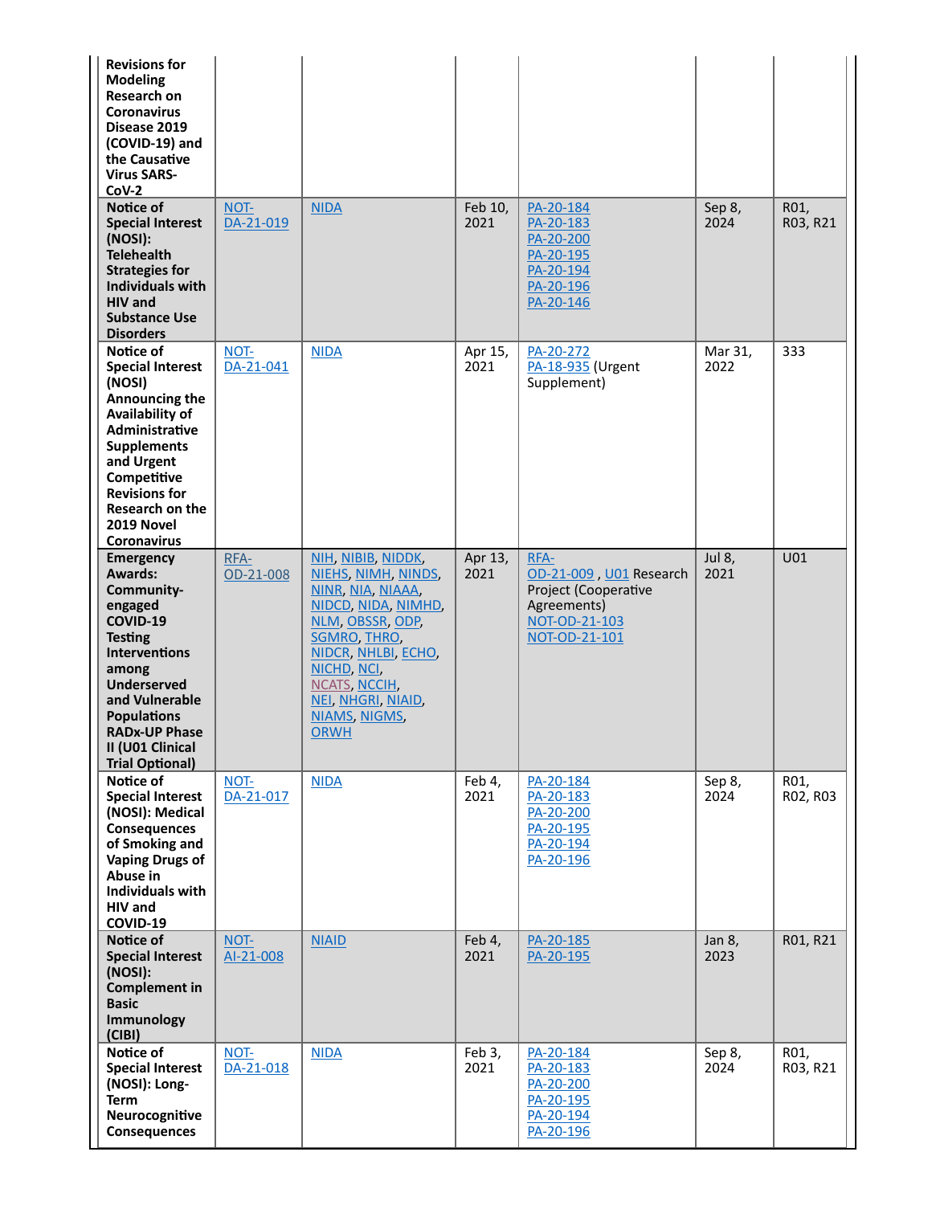| | | | | | | |
|---|---|---|---|---|---|---|
| **Revisions for Modeling Research on Coronavirus Disease 2019 (COVID-19) and the Causative Virus SARS-CoV-2** | | | | | | |
| **Notice of Special Interest (NOSI): Telehealth Strategies for Individuals with HIV and Substance Use Disorders** | NOT-DA-21-019 | NIDA | Feb 10, 2021 | PA-20-184 PA-20-183 PA-20-200 PA-20-195 PA-20-194 PA-20-196 PA-20-146 | Sep 8, 2024 | R01, R03, R21 |
| **Notice of Special Interest (NOSI) Announcing the Availability of Administrative Supplements and Urgent Competitive Revisions for Research on the 2019 Novel Coronavirus** | NOT-DA-21-041 | NIDA | Apr 15, 2021 | PA-20-272 PA-18-935 (Urgent Supplement) | Mar 31, 2022 | 333 |
| **Emergency Awards: Community-engaged COVID-19 Testing Interventions among Underserved and Vulnerable Populations RADx-UP Phase II (U01 Clinical Trial Optional)** | RFA-OD-21-008 | NIH, NIBIB, NIDDK, NIEHS, NIMH, NINDS, NINR, NIA, NIAAA, NIDCD, NIDA, NIMHD, NLM, OBSSR, ODP, SGMRO, THRO, NIDCR, NHLBI, ECHO, NICHD, NCI, NCATS, NCCIH, NEI, NHGRI, NIAID, NIAMS, NIGMS, ORWH | Apr 13, 2021 | RFA-OD-21-009 , U01 Research Project (Cooperative Agreements) NOT-OD-21-103 NOT-OD-21-101 | Jul 8, 2021 | U01 |
| **Notice of Special Interest (NOSI): Medical Consequences of Smoking and Vaping Drugs of Abuse in Individuals with HIV and COVID-19** | NOT-DA-21-017 | NIDA | Feb 4, 2021 | PA-20-184 PA-20-183 PA-20-200 PA-20-195 PA-20-194 PA-20-196 | Sep 8, 2024 | R01, R02, R03 |
| **Notice of Special Interest (NOSI): Complement in Basic Immunology (CIBI)** | NOT-AI-21-008 | NIAID | Feb 4, 2021 | PA-20-185 PA-20-195 | Jan 8, 2023 | R01, R21 |
| **Notice of Special Interest (NOSI): Long-Term Neurocognitive Consequences** | NOT-DA-21-018 | NIDA | Feb 3, 2021 | PA-20-184 PA-20-183 PA-20-200 PA-20-195 PA-20-194 PA-20-196 | Sep 8, 2024 | R01, R03, R21 |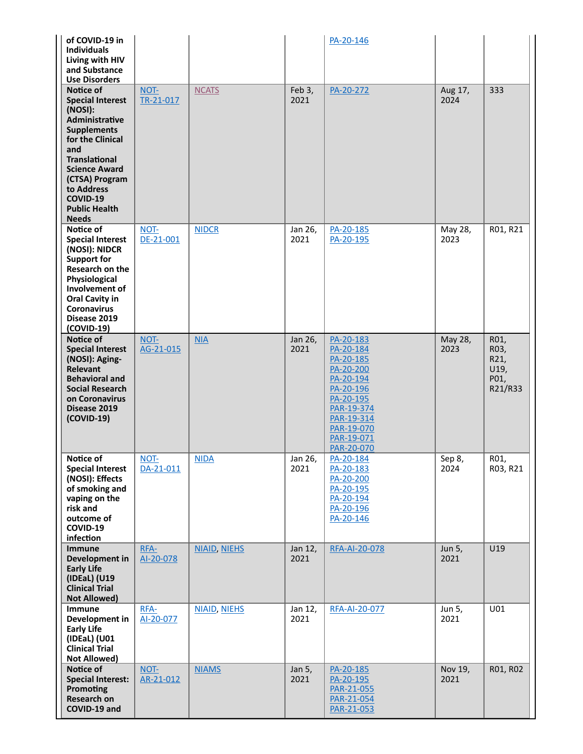| | | | | | | |
|---|---|---|---|---|---|---|
| **of COVID-19 in Individuals Living with HIV and Substance Use Disorders** | | | | PA-20-146 | | |
| **Notice of Special Interest (NOSI): Administrative Supplements for the Clinical and Translational Science Award (CTSA) Program to Address COVID-19 Public Health Needs** | NOT-TR-21-017 | NCATS | Feb 3, 2021 | PA-20-272 | Aug 17, 2024 | 333 |
| **Notice of Special Interest (NOSI): NIDCR Support for Research on the Physiological Involvement of Oral Cavity in Coronavirus Disease 2019 (COVID-19)** | NOT-DE-21-001 | NIDCR | Jan 26, 2021 | PA-20-185<br>PA-20-195 | May 28, 2023 | R01, R21 |
| **Notice of Special Interest (NOSI): Aging-Relevant Behavioral and Social Research on Coronavirus Disease 2019 (COVID-19)** | NOT-AG-21-015 | NIA | Jan 26, 2021 | PA-20-183<br>PA-20-184<br>PA-20-185<br>PA-20-200<br>PA-20-194<br>PA-20-196<br>PA-20-195<br>PAR-19-374<br>PAR-19-314<br>PAR-19-070<br>PAR-19-071<br>PAR-20-070 | May 28, 2023 | R01, R03, R21, U19, P01, R21/R33 |
| **Notice of Special Interest (NOSI): Effects of smoking and vaping on the risk and outcome of COVID-19 infection** | NOT-DA-21-011 | NIDA | Jan 26, 2021 | PA-20-184<br>PA-20-183<br>PA-20-200<br>PA-20-195<br>PA-20-194<br>PA-20-196<br>PA-20-146 | Sep 8, 2024 | R01, R03, R21 |
| **Immune Development in Early Life (IDEaL) (U19 Clinical Trial Not Allowed)** | RFA-AI-20-078 | NIAID, NIEHS | Jan 12, 2021 | RFA-AI-20-078 | Jun 5, 2021 | U19 |
| **Immune Development in Early Life (IDEaL) (U01 Clinical Trial Not Allowed)** | RFA-AI-20-077 | NIAID, NIEHS | Jan 12, 2021 | RFA-AI-20-077 | Jun 5, 2021 | U01 |
| **Notice of Special Interest: Promoting Research on COVID-19 and** | NOT-AR-21-012 | NIAMS | Jan 5, 2021 | PA-20-185<br>PA-20-195<br>PAR-21-055<br>PAR-21-054<br>PAR-21-053 | Nov 19, 2021 | R01, R02 |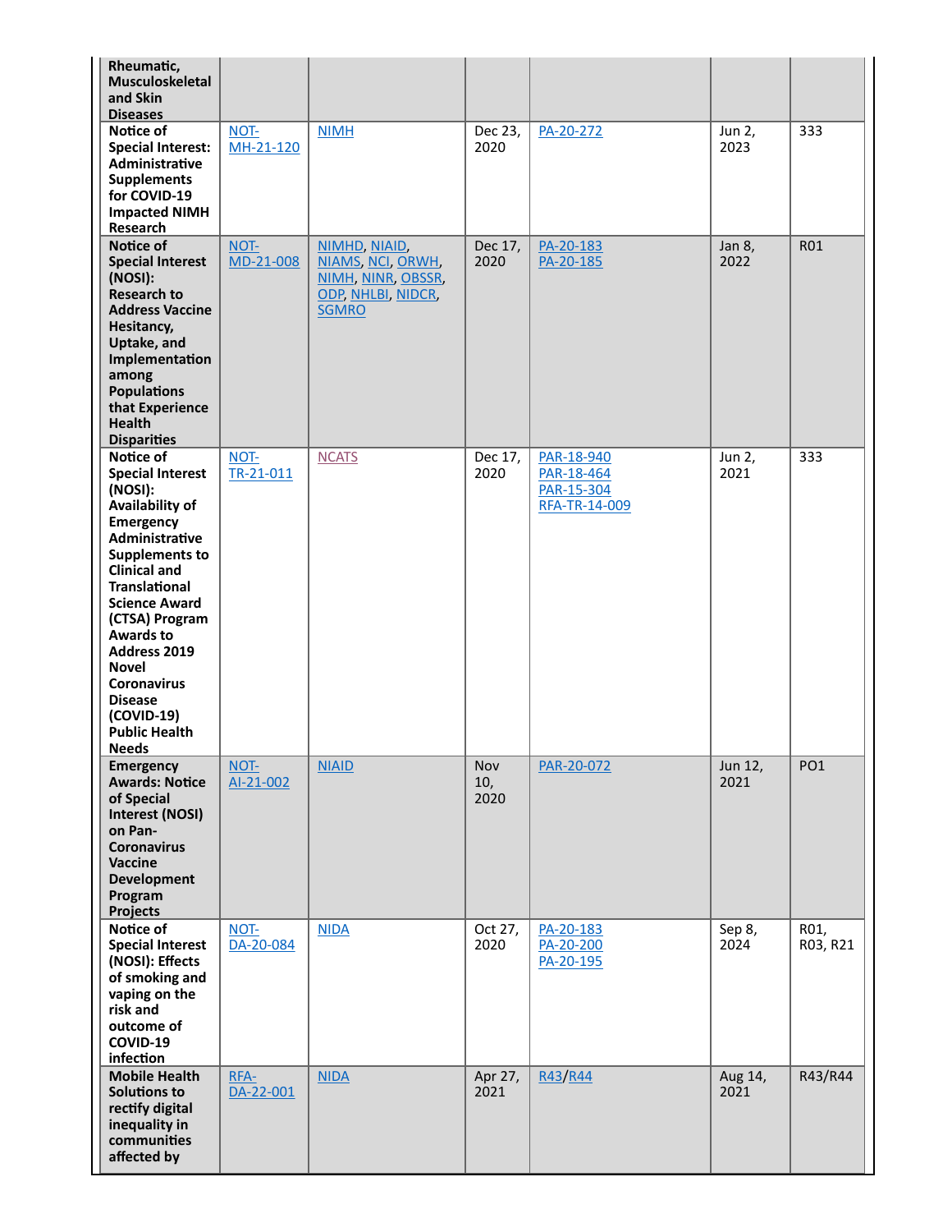| Rheumatic, Musculoskeletal and Skin Diseases | | | | | | |
|---|---|---|---|---|---|---|
| **Notice of Special Interest: Administrative Supplements for COVID-19 Impacted NIMH Research** | NOT-MH-21-120 | NIMH | Dec 23, 2020 | PA-20-272 | Jun 2, 2023 | 333 |
| **Notice of Special Interest (NOSI): Research to Address Vaccine Hesitancy, Uptake, and Implementation among Populations that Experience Health Disparities** | NOT-MD-21-008 | NIMHD, NIAID, NIAMS, NCI, ORWH, NIMH, NINR, OBSSR, ODP, NHLBI, NIDCR, SGMRO | Dec 17, 2020 | PA-20-183<br>PA-20-185 | Jan 8, 2022 | R01 |
| **Notice of Special Interest (NOSI): Availability of Emergency Administrative Supplements to Clinical and Translational Science Award (CTSA) Program Awards to Address 2019 Novel Coronavirus Disease (COVID-19) Public Health Needs** | NOT-TR-21-011 | NCATS | Dec 17, 2020 | PAR-18-940<br>PAR-18-464<br>PAR-15-304<br>RFA-TR-14-009 | Jun 2, 2021 | 333 |
| **Emergency Awards: Notice of Special Interest (NOSI) on Pan-Coronavirus Vaccine Development Program Projects** | NOT-AI-21-002 | NIAID | Nov 10, 2020 | PAR-20-072 | Jun 12, 2021 | PO1 |
| **Notice of Special Interest (NOSI): Effects of smoking and vaping on the risk and outcome of COVID-19 infection** | NOT-DA-20-084 | NIDA | Oct 27, 2020 | PA-20-183<br>PA-20-200<br>PA-20-195 | Sep 8, 2024 | R01, R03, R21 |
| **Mobile Health Solutions to rectify digital inequality in communities affected by** | RFA-DA-22-001 | NIDA | Apr 27, 2021 | R43/R44 | Aug 14, 2021 | R43/R44 |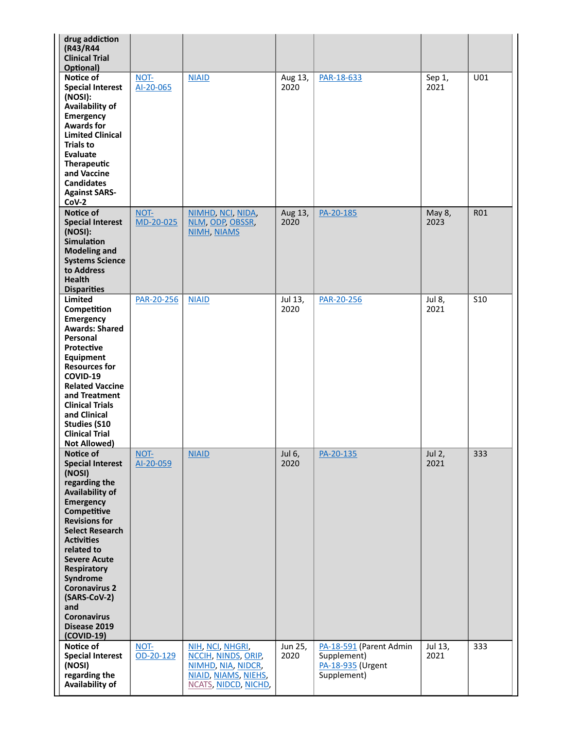| | | | | | | |
|---|---|---|---|---|---|---|
| **drug addiction (R43/R44 Clinical Trial Optional)** | | | | | | |
| **Notice of Special Interest (NOSI): Availability of Emergency Awards for Limited Clinical Trials to Evaluate Therapeutic and Vaccine Candidates Against SARS-CoV-2** | NOT-AI-20-065 | NIAID | Aug 13, 2020 | PAR-18-633 | Sep 1, 2021 | U01 |
| **Notice of Special Interest (NOSI): Simulation Modeling and Systems Science to Address Health Disparities** | NOT-MD-20-025 | NIMHD, NCI, NIDA, NLM, ODP, OBSSR, NIMH, NIAMS | Aug 13, 2020 | PA-20-185 | May 8, 2023 | R01 |
| **Limited Competition Emergency Awards: Shared Personal Protective Equipment Resources for COVID-19 Related Vaccine and Treatment Clinical Trials and Clinical Studies (S10 Clinical Trial Not Allowed)** | PAR-20-256 | NIAID | Jul 13, 2020 | PAR-20-256 | Jul 8, 2021 | S10 |
| **Notice of Special Interest (NOSI) regarding the Availability of Emergency Competitive Revisions for Select Research Activities related to Severe Acute Respiratory Syndrome Coronavirus 2 (SARS-CoV-2) and Coronavirus Disease 2019 (COVID-19)** | NOT-AI-20-059 | NIAID | Jul 6, 2020 | PA-20-135 | Jul 2, 2021 | 333 |
| **Notice of Special Interest (NOSI) regarding the Availability of** | NOT-OD-20-129 | NIH, NCI, NHGRI, NCCIH, NINDS, ORIP, NIMHD, NIA, NIDCR, NIAID, NIAMS, NIEHS, NCATS, NIDCD, NICHD, | Jun 25, 2020 | PA-18-591 (Parent Admin Supplement) PA-18-935 (Urgent Supplement) | Jul 13, 2021 | 333 |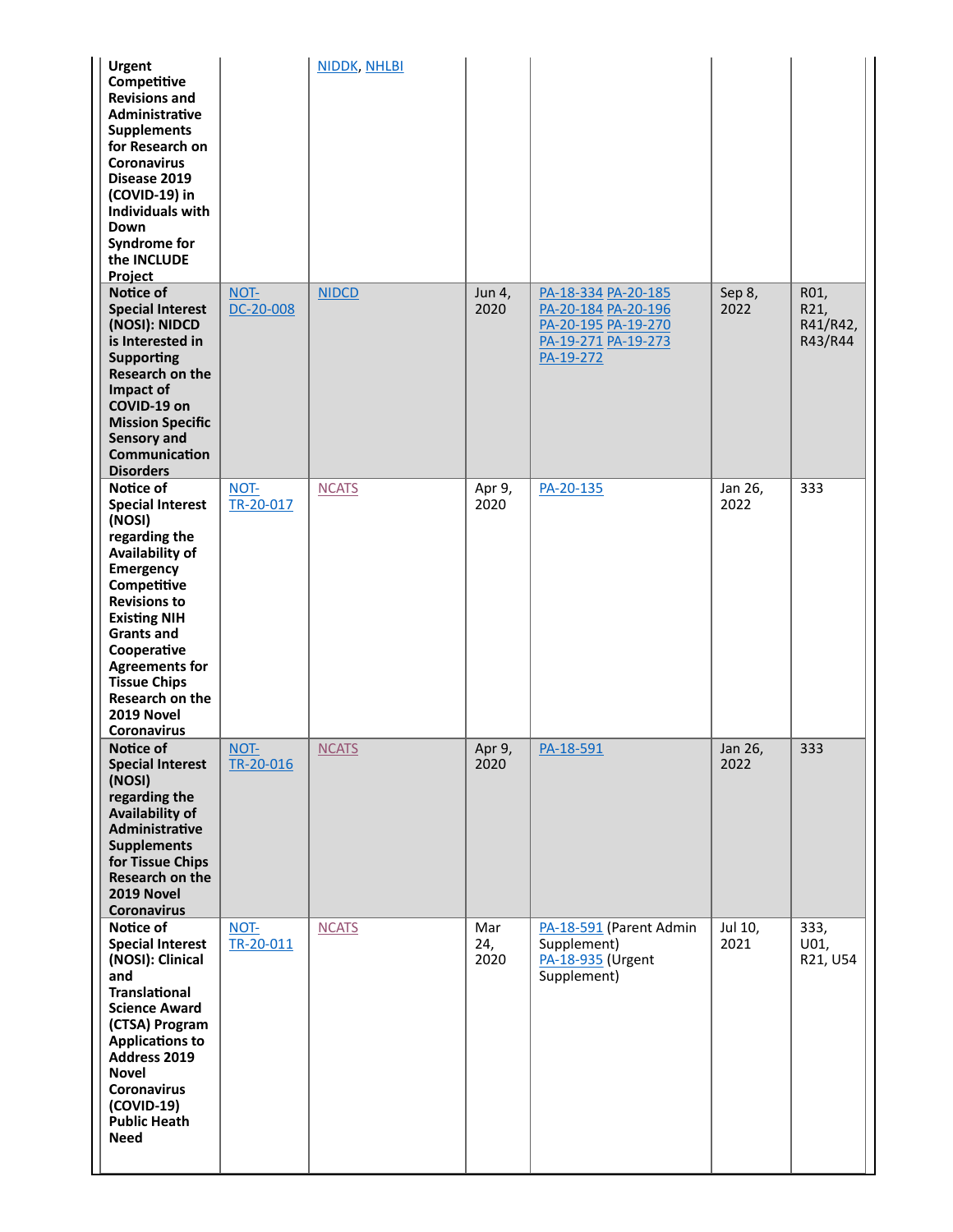| | | | | | | |
|---|---|---|---|---|---|---|
| **Urgent Competitive Revisions and Administrative Supplements for Research on Coronavirus Disease 2019 (COVID-19) in Individuals with Down Syndrome for the INCLUDE Project** | | NIDDK, NHLBI | | | | |
| **Notice of Special Interest (NOSI): NIDCD is Interested in Supporting Research on the Impact of COVID-19 on Mission Specific Sensory and Communication Disorders** | NOT-DC-20-008 | NIDCD | Jun 4, 2020 | PA-18-334 PA-20-185 PA-20-184 PA-20-196 PA-20-195 PA-19-270 PA-19-271 PA-19-273 PA-19-272 | Sep 8, 2022 | R01, R21, R41/R42, R43/R44 |
| **Notice of Special Interest (NOSI) regarding the Availability of Emergency Competitive Revisions to Existing NIH Grants and Cooperative Agreements for Tissue Chips Research on the 2019 Novel Coronavirus** | NOT-TR-20-017 | NCATS | Apr 9, 2020 | PA-20-135 | Jan 26, 2022 | 333 |
| **Notice of Special Interest (NOSI) regarding the Availability of Administrative Supplements for Tissue Chips Research on the 2019 Novel Coronavirus** | NOT-TR-20-016 | NCATS | Apr 9, 2020 | PA-18-591 | Jan 26, 2022 | 333 |
| **Notice of Special Interest (NOSI): Clinical and Translational Science Award (CTSA) Program Applications to Address 2019 Novel Coronavirus (COVID-19) Public Heath Need** | NOT-TR-20-011 | NCATS | Mar 24, 2020 | PA-18-591 (Parent Admin Supplement) PA-18-935 (Urgent Supplement) | Jul 10, 2021 | 333, U01, R21, U54 |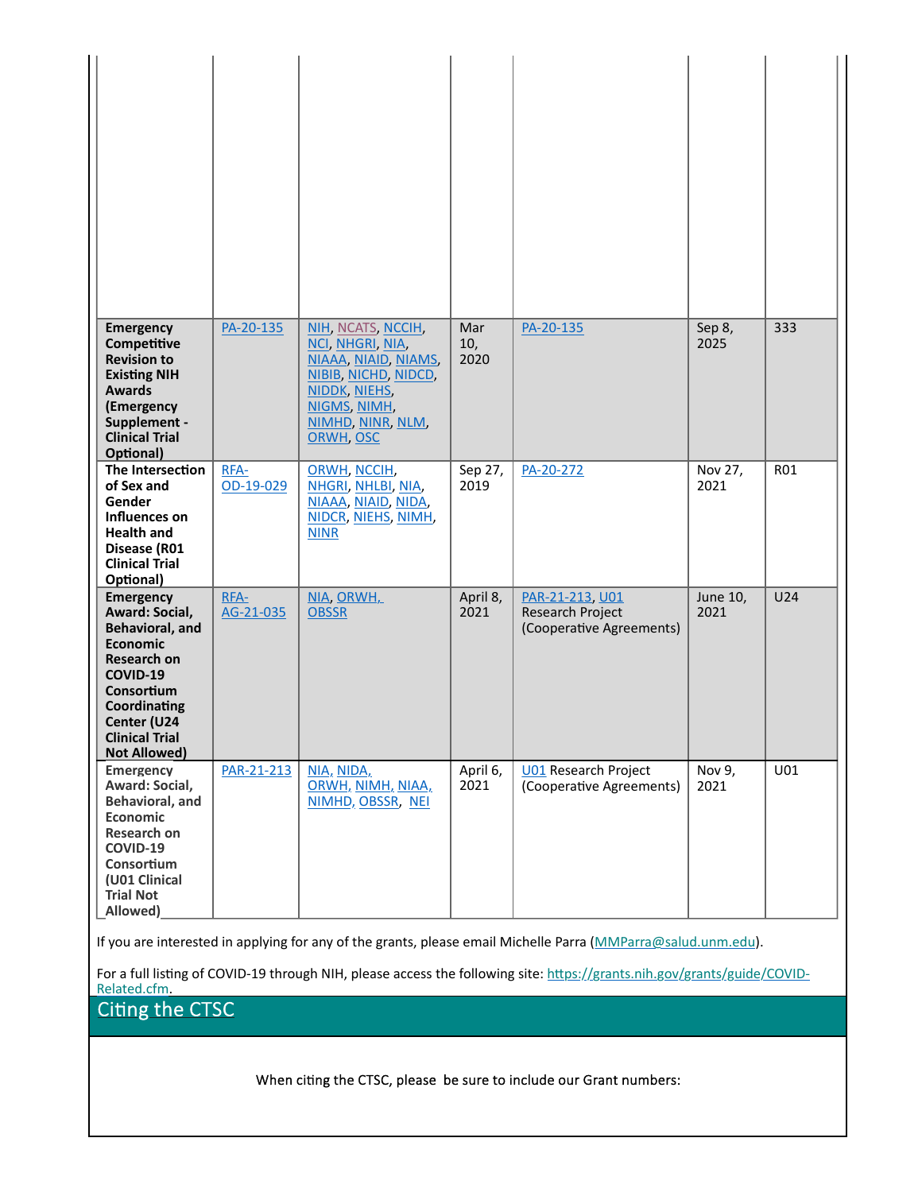| | | | | | | |
|---|---|---|---|---|---|---|
| **Emergency Competitive Revision to Existing NIH Awards (Emergency Supplement - Clinical Trial Optional)** | PA-20-135 | NIH, NCATS, NCCIH, NCI, NHGRI, NIA, NIAAA, NIAID, NIAMS, NIBIB, NICHD, NIDCD, NIDDK, NIEHS, NIGMS, NIMH, NIMHD, NINR, NLM, ORWH, OSC | Mar 10, 2020 | PA-20-135 | Sep 8, 2025 | 333 |
| **The Intersection of Sex and Gender Influences on Health and Disease (R01 Clinical Trial Optional)** | RFA-OD-19-029 | ORWH, NCCIH, NHGRI, NHLBI, NIA, NIAAA, NIAID, NIDA, NIDCR, NIEHS, NIMH, NINR | Sep 27, 2019 | PA-20-272 | Nov 27, 2021 | R01 |
| **Emergency Award: Social, Behavioral, and Economic Research on COVID-19 Consortium Coordinating Center (U24 Clinical Trial Not Allowed)** | RFA-AG-21-035 | NIA, ORWH, OBSSR | April 8, 2021 | PAR-21-213, U01 Research Project (Cooperative Agreements) | June 10, 2021 | U24 |
| **Emergency Award: Social, Behavioral, and Economic Research on COVID-19 Consortium (U01 Clinical Trial Not Allowed)** | PAR-21-213 | NIA, NIDA, ORWH, NIMH, NIAA, NIMHD, OBSSR, NEI | April 6, 2021 | U01 Research Project (Cooperative Agreements) | Nov 9, 2021 | U01 |

If you are interested in applying for any of the grants, please email Michelle Parra (MMParra@salud.unm.edu).

For a full listing of COVID-19 through NIH, please access the following site: https://grants.nih.gov/grants/guide/COVID-Related.cfm.

## Citing the CTSC

When citing the CTSC, please be sure to include our Grant numbers: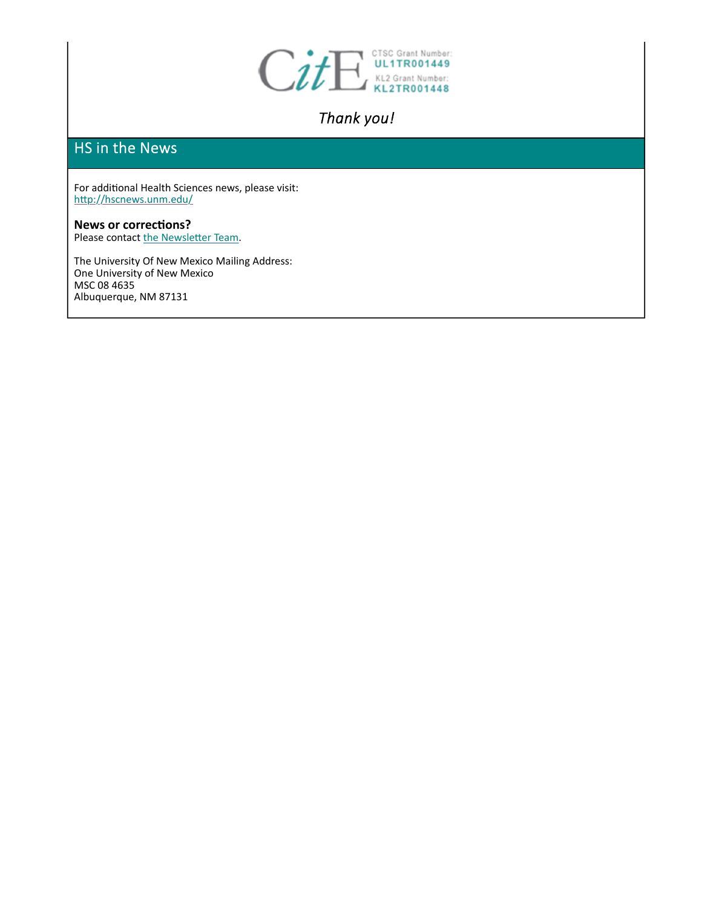CTSC Grant Number: UL1TR001449

KL2 Grant Number: KL2TR001448

*Thank you!*

## HS in the News

For additional Health Sciences news, please visit:
http://hscnews.unm.edu/

**News or corrections?**
Please contact the Newsletter Team.

The University Of New Mexico Mailing Address:
One University of New Mexico
MSC 08 4635
Albuquerque, NM 87131